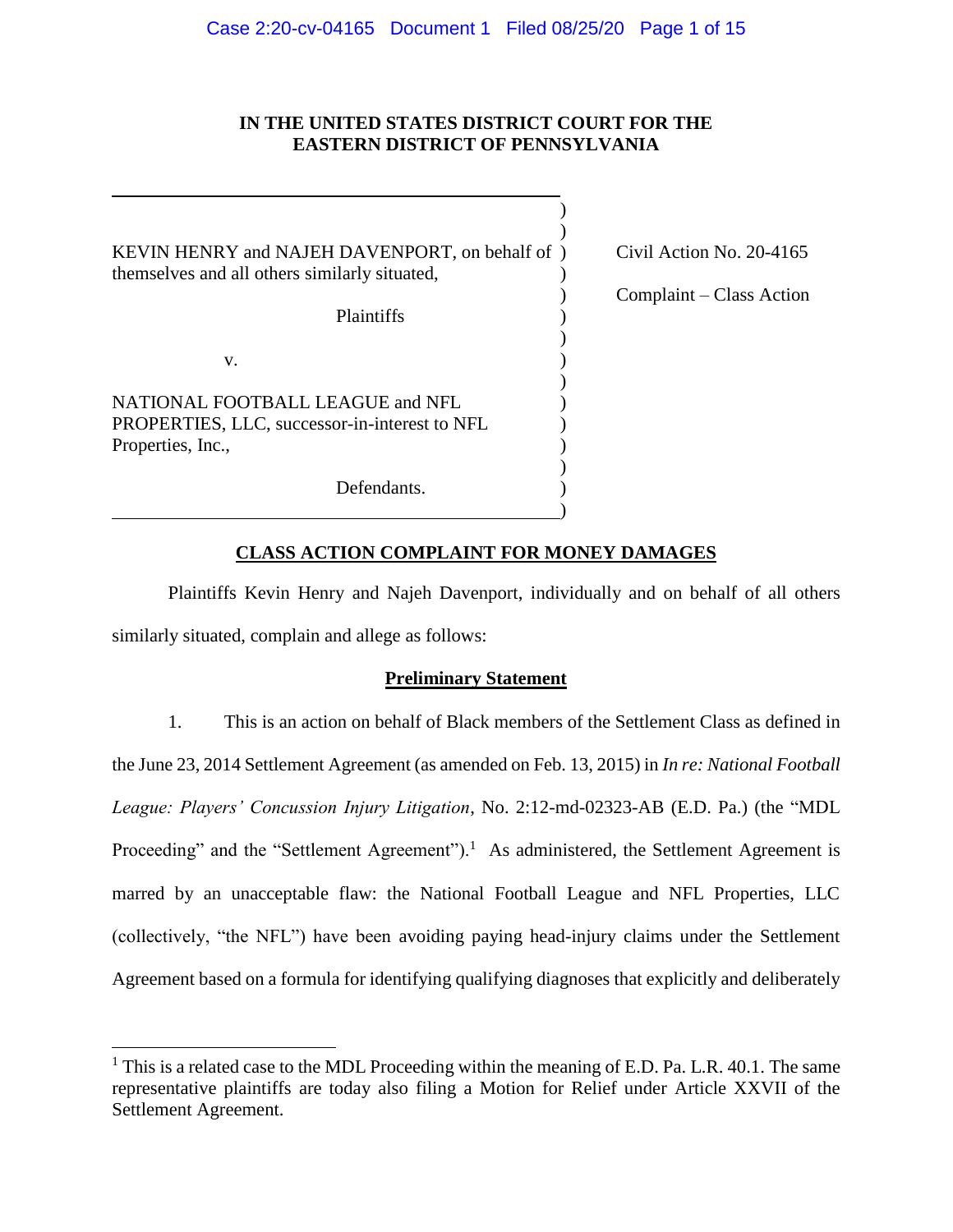**IN THE UNITED STATES DISTRICT COURT FOR THE EASTERN DISTRICT OF PENNSYLVANIA**

| | |
|---|---|
| KEVIN HENRY and NAJEH DAVENPORT, on behalf of themselves and all others similarly situated, | Civil Action No. 20-4165 |
| Plaintiffs | Complaint – Class Action |
| v. | |
| NATIONAL FOOTBALL LEAGUE and NFL PROPERTIES, LLC, successor-in-interest to NFL Properties, Inc., | |
| Defendants. | |

## CLASS ACTION COMPLAINT FOR MONEY DAMAGES

Plaintiffs Kevin Henry and Najeh Davenport, individually and on behalf of all others similarly situated, complain and allege as follows:

### Preliminary Statement

1. This is an action on behalf of Black members of the Settlement Class as defined in the June 23, 2014 Settlement Agreement (as amended on Feb. 13, 2015) in *In re: National Football League: Players' Concussion Injury Litigation*, No. 2:12-md-02323-AB (E.D. Pa.) (the "MDL Proceeding" and the "Settlement Agreement").[1] As administered, the Settlement Agreement is marred by an unacceptable flaw: the National Football League and NFL Properties, LLC (collectively, "the NFL") have been avoiding paying head-injury claims under the Settlement Agreement based on a formula for identifying qualifying diagnoses that explicitly and deliberately

[1] This is a related case to the MDL Proceeding within the meaning of E.D. Pa. L.R. 40.1. The same representative plaintiffs are today also filing a Motion for Relief under Article XXVII of the Settlement Agreement.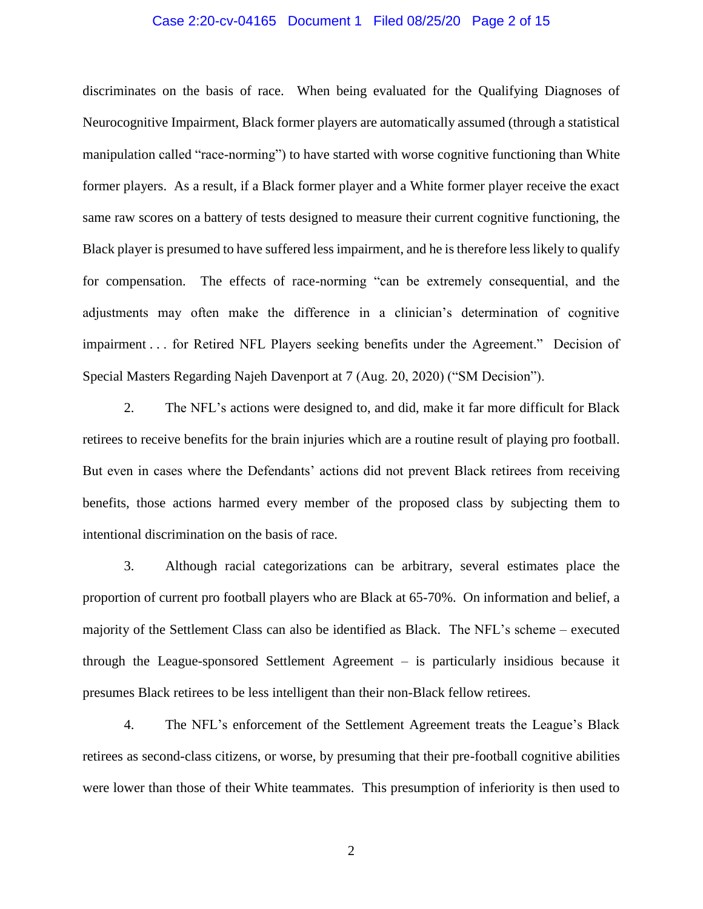discriminates on the basis of race. When being evaluated for the Qualifying Diagnoses of Neurocognitive Impairment, Black former players are automatically assumed (through a statistical manipulation called "race-norming") to have started with worse cognitive functioning than White former players. As a result, if a Black former player and a White former player receive the exact same raw scores on a battery of tests designed to measure their current cognitive functioning, the Black player is presumed to have suffered less impairment, and he is therefore less likely to qualify for compensation. The effects of race-norming "can be extremely consequential, and the adjustments may often make the difference in a clinician's determination of cognitive impairment . . . for Retired NFL Players seeking benefits under the Agreement." Decision of Special Masters Regarding Najeh Davenport at 7 (Aug. 20, 2020) ("SM Decision").

2. The NFL's actions were designed to, and did, make it far more difficult for Black retirees to receive benefits for the brain injuries which are a routine result of playing pro football. But even in cases where the Defendants' actions did not prevent Black retirees from receiving benefits, those actions harmed every member of the proposed class by subjecting them to intentional discrimination on the basis of race.

3. Although racial categorizations can be arbitrary, several estimates place the proportion of current pro football players who are Black at 65-70%. On information and belief, a majority of the Settlement Class can also be identified as Black. The NFL's scheme – executed through the League-sponsored Settlement Agreement – is particularly insidious because it presumes Black retirees to be less intelligent than their non-Black fellow retirees.

4. The NFL's enforcement of the Settlement Agreement treats the League's Black retirees as second-class citizens, or worse, by presuming that their pre-football cognitive abilities were lower than those of their White teammates. This presumption of inferiority is then used to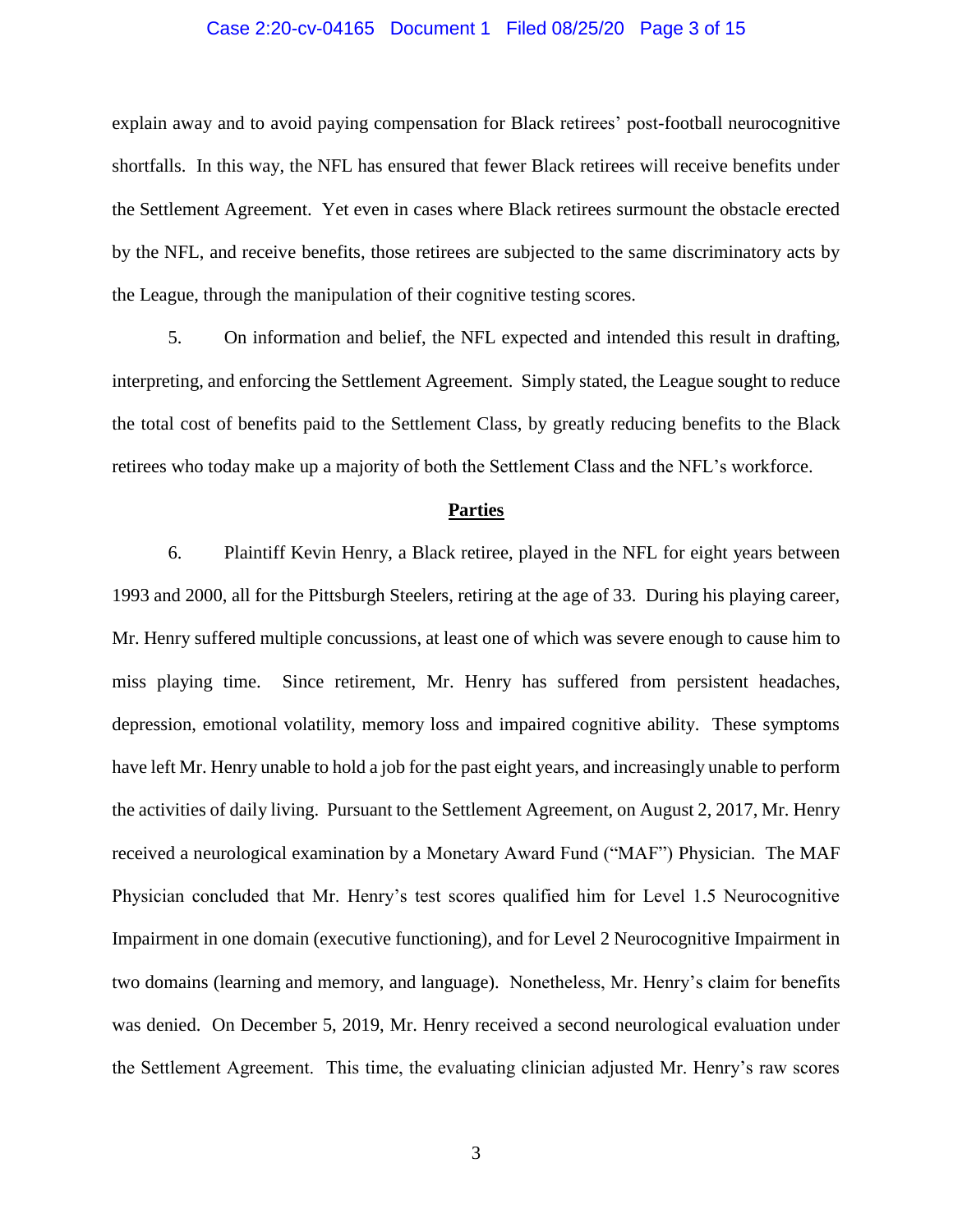explain away and to avoid paying compensation for Black retirees' post-football neurocognitive shortfalls. In this way, the NFL has ensured that fewer Black retirees will receive benefits under the Settlement Agreement. Yet even in cases where Black retirees surmount the obstacle erected by the NFL, and receive benefits, those retirees are subjected to the same discriminatory acts by the League, through the manipulation of their cognitive testing scores.

5. On information and belief, the NFL expected and intended this result in drafting, interpreting, and enforcing the Settlement Agreement. Simply stated, the League sought to reduce the total cost of benefits paid to the Settlement Class, by greatly reducing benefits to the Black retirees who today make up a majority of both the Settlement Class and the NFL's workforce.

## Parties

6. Plaintiff Kevin Henry, a Black retiree, played in the NFL for eight years between 1993 and 2000, all for the Pittsburgh Steelers, retiring at the age of 33. During his playing career, Mr. Henry suffered multiple concussions, at least one of which was severe enough to cause him to miss playing time. Since retirement, Mr. Henry has suffered from persistent headaches, depression, emotional volatility, memory loss and impaired cognitive ability. These symptoms have left Mr. Henry unable to hold a job for the past eight years, and increasingly unable to perform the activities of daily living. Pursuant to the Settlement Agreement, on August 2, 2017, Mr. Henry received a neurological examination by a Monetary Award Fund ("MAF") Physician. The MAF Physician concluded that Mr. Henry's test scores qualified him for Level 1.5 Neurocognitive Impairment in one domain (executive functioning), and for Level 2 Neurocognitive Impairment in two domains (learning and memory, and language). Nonetheless, Mr. Henry's claim for benefits was denied. On December 5, 2019, Mr. Henry received a second neurological evaluation under the Settlement Agreement. This time, the evaluating clinician adjusted Mr. Henry's raw scores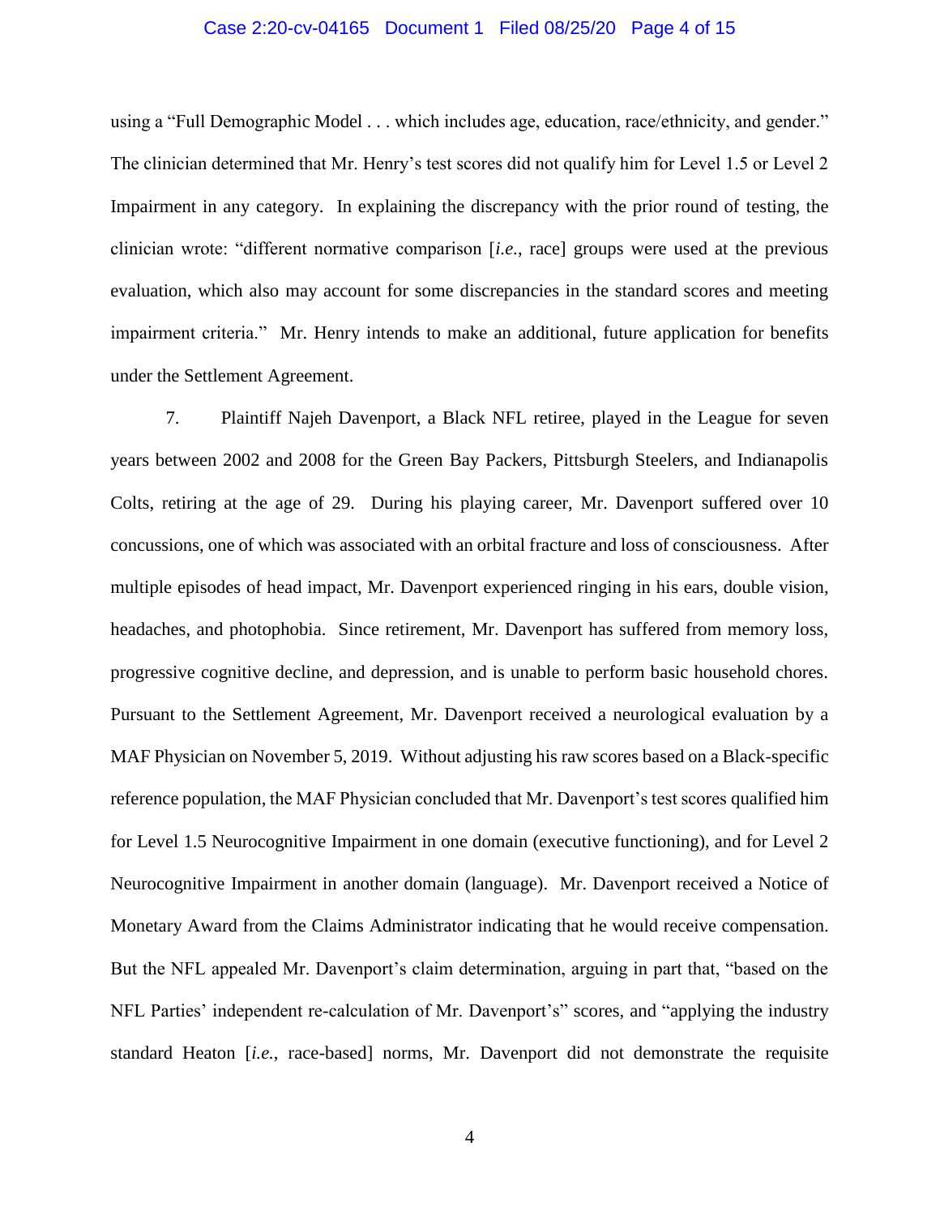using a "Full Demographic Model . . . which includes age, education, race/ethnicity, and gender." The clinician determined that Mr. Henry's test scores did not qualify him for Level 1.5 or Level 2 Impairment in any category. In explaining the discrepancy with the prior round of testing, the clinician wrote: "different normative comparison [*i.e.*, race] groups were used at the previous evaluation, which also may account for some discrepancies in the standard scores and meeting impairment criteria." Mr. Henry intends to make an additional, future application for benefits under the Settlement Agreement.

7. Plaintiff Najeh Davenport, a Black NFL retiree, played in the League for seven years between 2002 and 2008 for the Green Bay Packers, Pittsburgh Steelers, and Indianapolis Colts, retiring at the age of 29. During his playing career, Mr. Davenport suffered over 10 concussions, one of which was associated with an orbital fracture and loss of consciousness. After multiple episodes of head impact, Mr. Davenport experienced ringing in his ears, double vision, headaches, and photophobia. Since retirement, Mr. Davenport has suffered from memory loss, progressive cognitive decline, and depression, and is unable to perform basic household chores. Pursuant to the Settlement Agreement, Mr. Davenport received a neurological evaluation by a MAF Physician on November 5, 2019. Without adjusting his raw scores based on a Black-specific reference population, the MAF Physician concluded that Mr. Davenport's test scores qualified him for Level 1.5 Neurocognitive Impairment in one domain (executive functioning), and for Level 2 Neurocognitive Impairment in another domain (language). Mr. Davenport received a Notice of Monetary Award from the Claims Administrator indicating that he would receive compensation. But the NFL appealed Mr. Davenport's claim determination, arguing in part that, "based on the NFL Parties' independent re-calculation of Mr. Davenport's" scores, and "applying the industry standard Heaton [*i.e.*, race-based] norms, Mr. Davenport did not demonstrate the requisite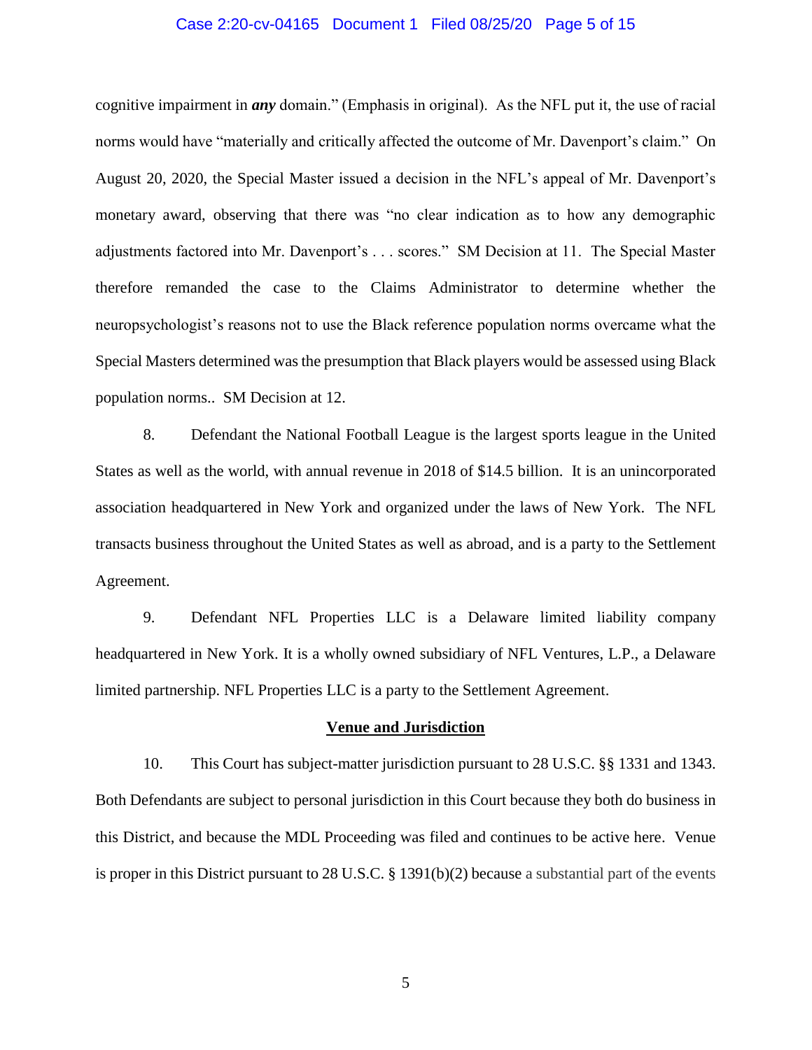cognitive impairment in ***any*** domain." (Emphasis in original). As the NFL put it, the use of racial norms would have "materially and critically affected the outcome of Mr. Davenport's claim." On August 20, 2020, the Special Master issued a decision in the NFL's appeal of Mr. Davenport's monetary award, observing that there was "no clear indication as to how any demographic adjustments factored into Mr. Davenport's . . . scores." SM Decision at 11. The Special Master therefore remanded the case to the Claims Administrator to determine whether the neuropsychologist's reasons not to use the Black reference population norms overcame what the Special Masters determined was the presumption that Black players would be assessed using Black population norms.. SM Decision at 12.

8. Defendant the National Football League is the largest sports league in the United States as well as the world, with annual revenue in 2018 of $14.5 billion. It is an unincorporated association headquartered in New York and organized under the laws of New York. The NFL transacts business throughout the United States as well as abroad, and is a party to the Settlement Agreement.

9. Defendant NFL Properties LLC is a Delaware limited liability company headquartered in New York. It is a wholly owned subsidiary of NFL Ventures, L.P., a Delaware limited partnership. NFL Properties LLC is a party to the Settlement Agreement.

**Venue and Jurisdiction**

10. This Court has subject-matter jurisdiction pursuant to 28 U.S.C. §§ 1331 and 1343. Both Defendants are subject to personal jurisdiction in this Court because they both do business in this District, and because the MDL Proceeding was filed and continues to be active here. Venue is proper in this District pursuant to 28 U.S.C. § 1391(b)(2) because a substantial part of the events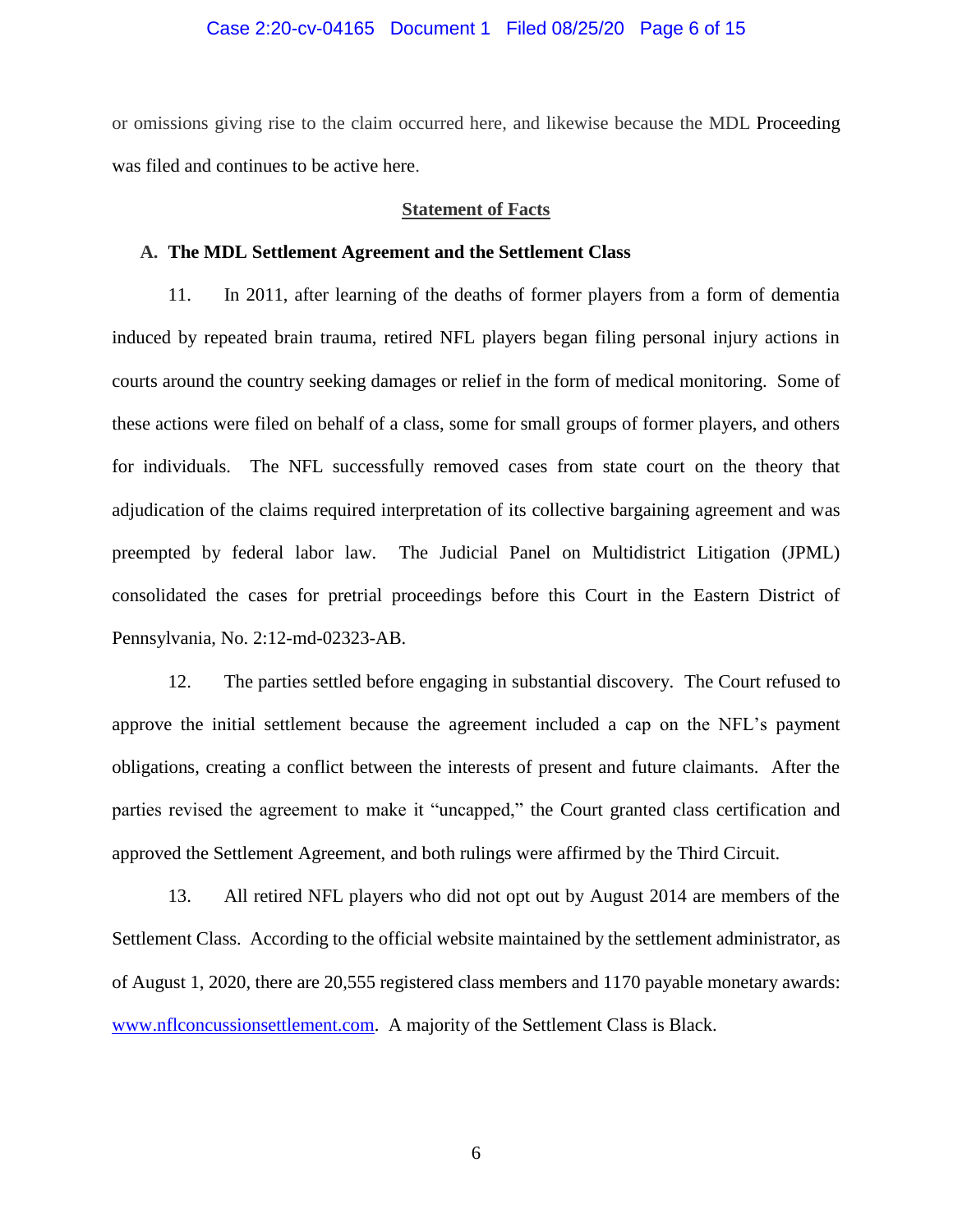or omissions giving rise to the claim occurred here, and likewise because the MDL Proceeding was filed and continues to be active here.

## Statement of Facts

### A. The MDL Settlement Agreement and the Settlement Class

11. In 2011, after learning of the deaths of former players from a form of dementia induced by repeated brain trauma, retired NFL players began filing personal injury actions in courts around the country seeking damages or relief in the form of medical monitoring. Some of these actions were filed on behalf of a class, some for small groups of former players, and others for individuals. The NFL successfully removed cases from state court on the theory that adjudication of the claims required interpretation of its collective bargaining agreement and was preempted by federal labor law. The Judicial Panel on Multidistrict Litigation (JPML) consolidated the cases for pretrial proceedings before this Court in the Eastern District of Pennsylvania, No. 2:12-md-02323-AB.

12. The parties settled before engaging in substantial discovery. The Court refused to approve the initial settlement because the agreement included a cap on the NFL's payment obligations, creating a conflict between the interests of present and future claimants. After the parties revised the agreement to make it "uncapped," the Court granted class certification and approved the Settlement Agreement, and both rulings were affirmed by the Third Circuit.

13. All retired NFL players who did not opt out by August 2014 are members of the Settlement Class. According to the official website maintained by the settlement administrator, as of August 1, 2020, there are 20,555 registered class members and 1170 payable monetary awards: www.nflconcussionsettlement.com. A majority of the Settlement Class is Black.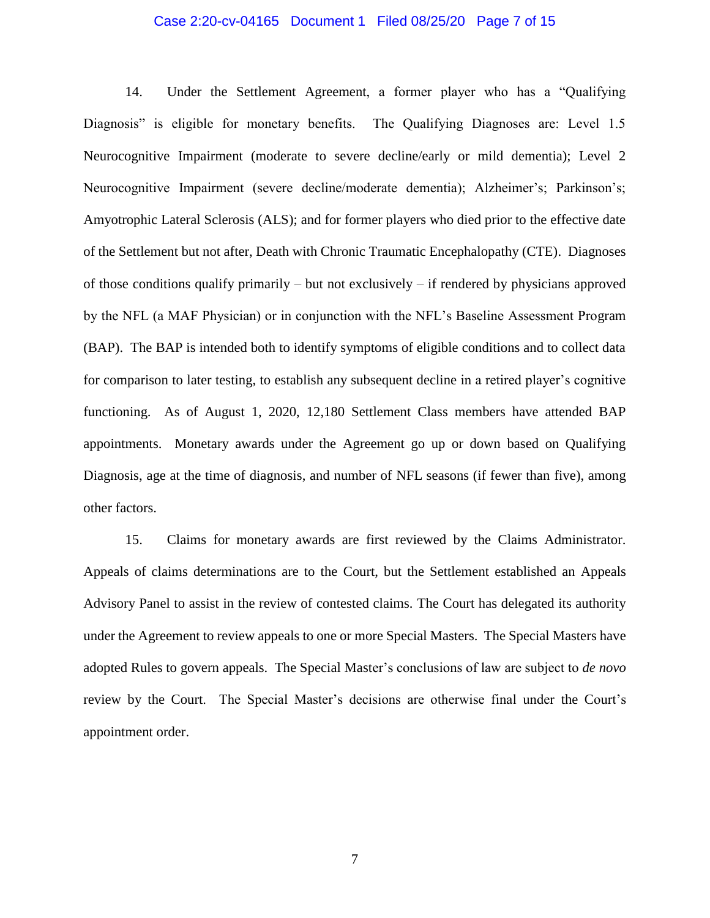14. Under the Settlement Agreement, a former player who has a "Qualifying Diagnosis" is eligible for monetary benefits. The Qualifying Diagnoses are: Level 1.5 Neurocognitive Impairment (moderate to severe decline/early or mild dementia); Level 2 Neurocognitive Impairment (severe decline/moderate dementia); Alzheimer's; Parkinson's; Amyotrophic Lateral Sclerosis (ALS); and for former players who died prior to the effective date of the Settlement but not after, Death with Chronic Traumatic Encephalopathy (CTE). Diagnoses of those conditions qualify primarily – but not exclusively – if rendered by physicians approved by the NFL (a MAF Physician) or in conjunction with the NFL's Baseline Assessment Program (BAP). The BAP is intended both to identify symptoms of eligible conditions and to collect data for comparison to later testing, to establish any subsequent decline in a retired player's cognitive functioning. As of August 1, 2020, 12,180 Settlement Class members have attended BAP appointments. Monetary awards under the Agreement go up or down based on Qualifying Diagnosis, age at the time of diagnosis, and number of NFL seasons (if fewer than five), among other factors.

15. Claims for monetary awards are first reviewed by the Claims Administrator. Appeals of claims determinations are to the Court, but the Settlement established an Appeals Advisory Panel to assist in the review of contested claims. The Court has delegated its authority under the Agreement to review appeals to one or more Special Masters. The Special Masters have adopted Rules to govern appeals. The Special Master's conclusions of law are subject to *de novo* review by the Court. The Special Master's decisions are otherwise final under the Court's appointment order.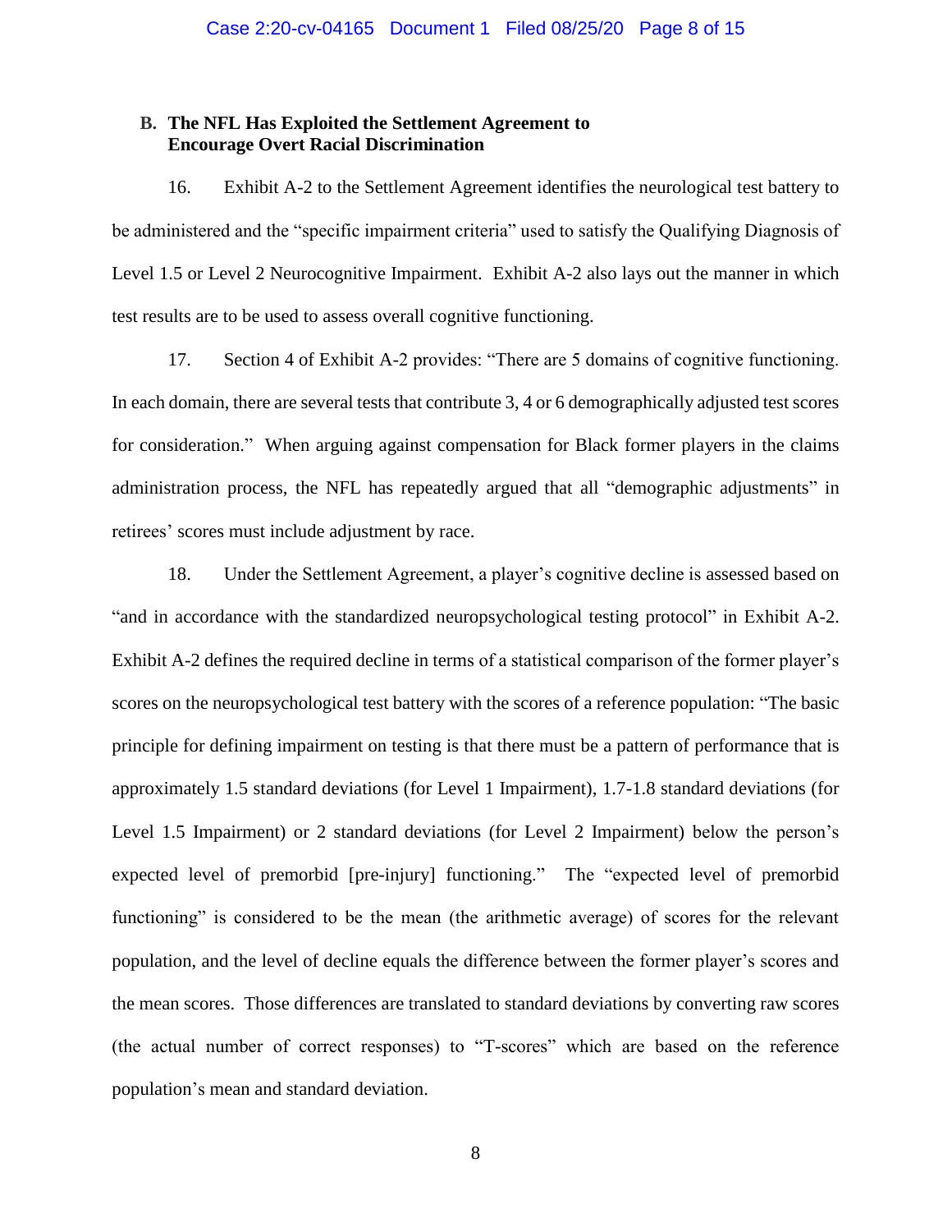### B. The NFL Has Exploited the Settlement Agreement to Encourage Overt Racial Discrimination

16. Exhibit A-2 to the Settlement Agreement identifies the neurological test battery to be administered and the "specific impairment criteria" used to satisfy the Qualifying Diagnosis of Level 1.5 or Level 2 Neurocognitive Impairment. Exhibit A-2 also lays out the manner in which test results are to be used to assess overall cognitive functioning.

17. Section 4 of Exhibit A-2 provides: "There are 5 domains of cognitive functioning. In each domain, there are several tests that contribute 3, 4 or 6 demographically adjusted test scores for consideration." When arguing against compensation for Black former players in the claims administration process, the NFL has repeatedly argued that all "demographic adjustments" in retirees' scores must include adjustment by race.

18. Under the Settlement Agreement, a player's cognitive decline is assessed based on "and in accordance with the standardized neuropsychological testing protocol" in Exhibit A-2. Exhibit A-2 defines the required decline in terms of a statistical comparison of the former player's scores on the neuropsychological test battery with the scores of a reference population: "The basic principle for defining impairment on testing is that there must be a pattern of performance that is approximately 1.5 standard deviations (for Level 1 Impairment), 1.7-1.8 standard deviations (for Level 1.5 Impairment) or 2 standard deviations (for Level 2 Impairment) below the person's expected level of premorbid [pre-injury] functioning." The "expected level of premorbid functioning" is considered to be the mean (the arithmetic average) of scores for the relevant population, and the level of decline equals the difference between the former player's scores and the mean scores. Those differences are translated to standard deviations by converting raw scores (the actual number of correct responses) to "T-scores" which are based on the reference population's mean and standard deviation.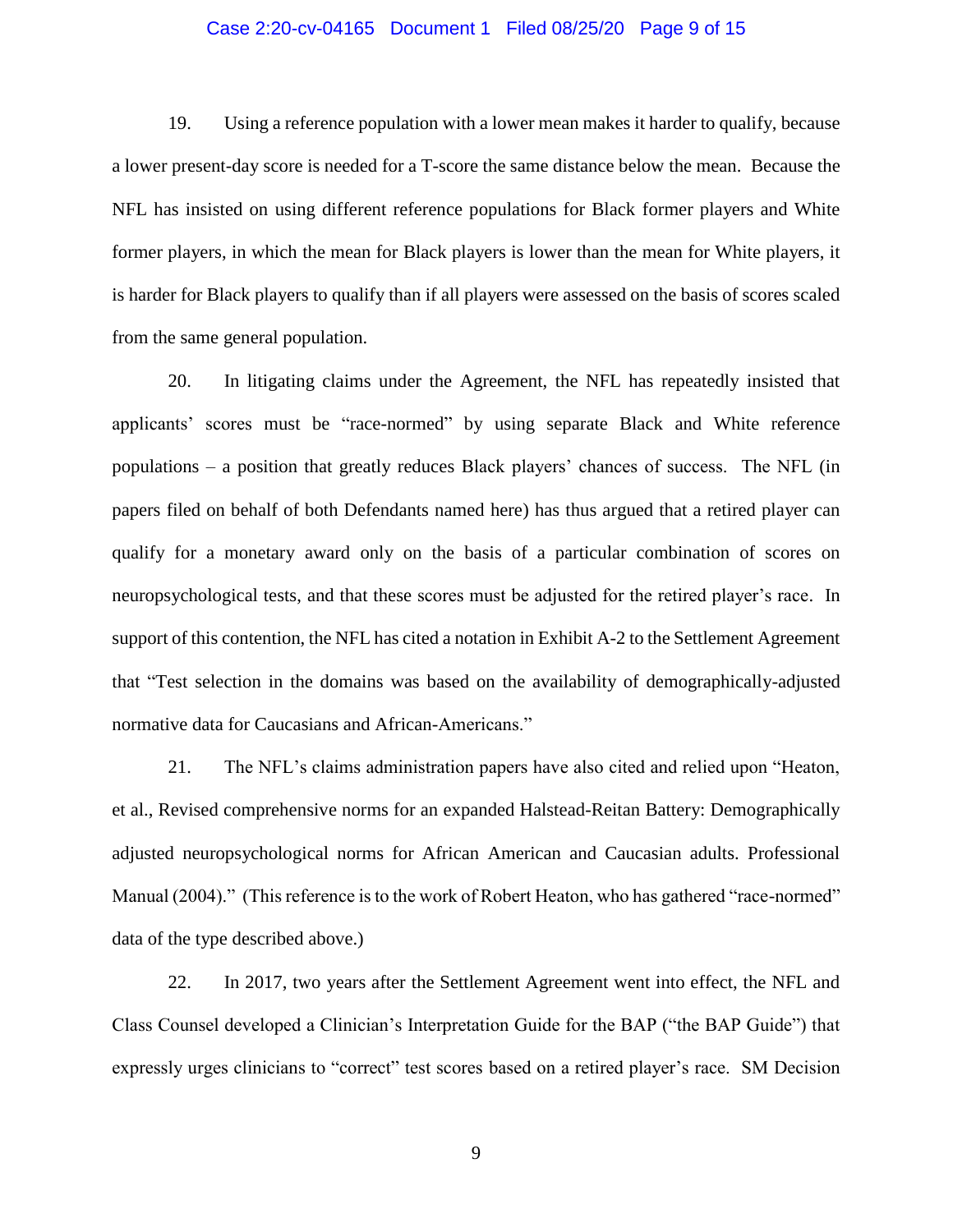19. Using a reference population with a lower mean makes it harder to qualify, because a lower present-day score is needed for a T-score the same distance below the mean. Because the NFL has insisted on using different reference populations for Black former players and White former players, in which the mean for Black players is lower than the mean for White players, it is harder for Black players to qualify than if all players were assessed on the basis of scores scaled from the same general population.

20. In litigating claims under the Agreement, the NFL has repeatedly insisted that applicants' scores must be "race-normed" by using separate Black and White reference populations – a position that greatly reduces Black players' chances of success. The NFL (in papers filed on behalf of both Defendants named here) has thus argued that a retired player can qualify for a monetary award only on the basis of a particular combination of scores on neuropsychological tests, and that these scores must be adjusted for the retired player's race. In support of this contention, the NFL has cited a notation in Exhibit A-2 to the Settlement Agreement that "Test selection in the domains was based on the availability of demographically-adjusted normative data for Caucasians and African-Americans."

21. The NFL's claims administration papers have also cited and relied upon "Heaton, et al., Revised comprehensive norms for an expanded Halstead-Reitan Battery: Demographically adjusted neuropsychological norms for African American and Caucasian adults. Professional Manual (2004)." (This reference is to the work of Robert Heaton, who has gathered "race-normed" data of the type described above.)

22. In 2017, two years after the Settlement Agreement went into effect, the NFL and Class Counsel developed a Clinician's Interpretation Guide for the BAP ("the BAP Guide") that expressly urges clinicians to "correct" test scores based on a retired player's race. SM Decision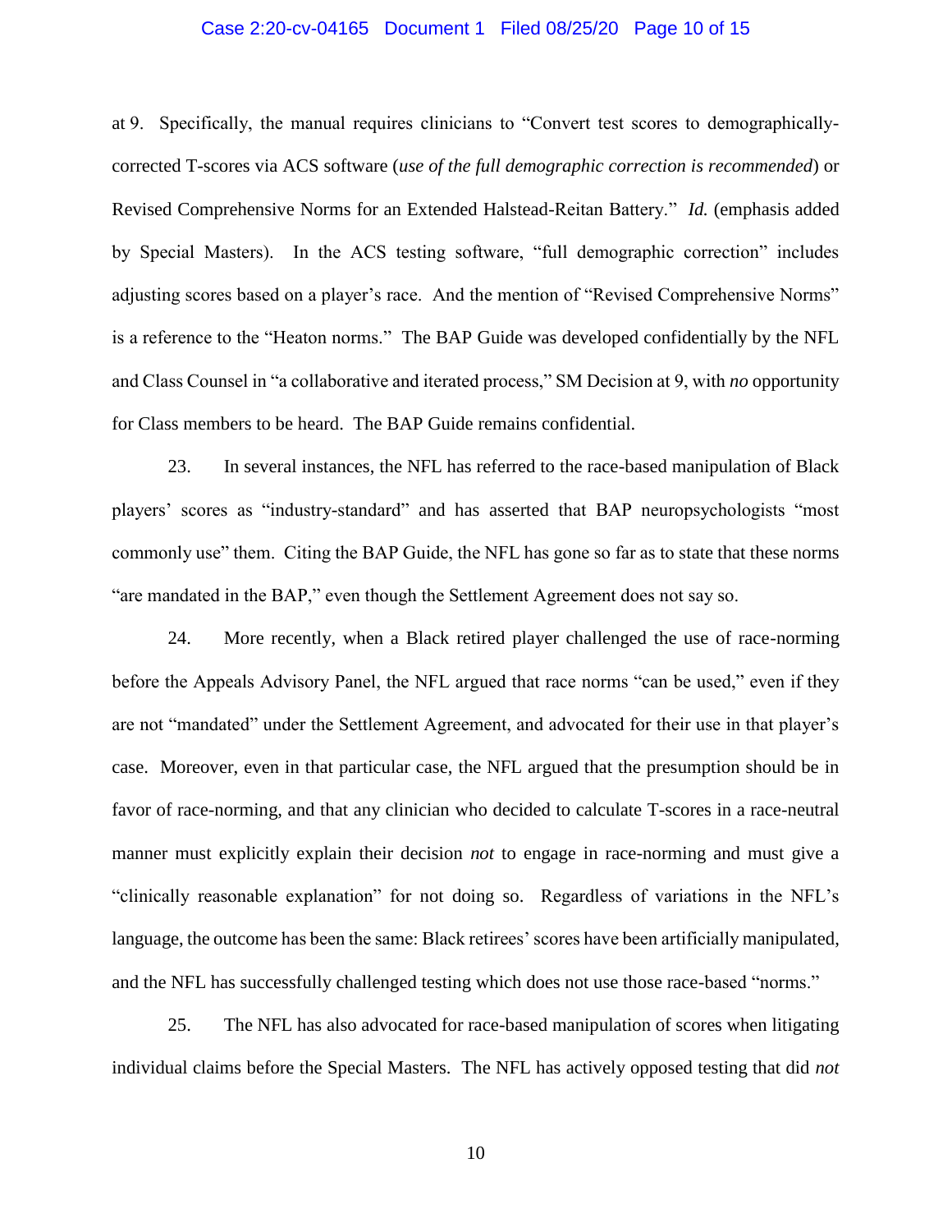at 9. Specifically, the manual requires clinicians to "Convert test scores to demographically-corrected T-scores via ACS software (*use of the full demographic correction is recommended*) or Revised Comprehensive Norms for an Extended Halstead-Reitan Battery." *Id.* (emphasis added by Special Masters). In the ACS testing software, "full demographic correction" includes adjusting scores based on a player's race. And the mention of "Revised Comprehensive Norms" is a reference to the "Heaton norms." The BAP Guide was developed confidentially by the NFL and Class Counsel in "a collaborative and iterated process," SM Decision at 9, with *no* opportunity for Class members to be heard. The BAP Guide remains confidential.

23. In several instances, the NFL has referred to the race-based manipulation of Black players' scores as "industry-standard" and has asserted that BAP neuropsychologists "most commonly use" them. Citing the BAP Guide, the NFL has gone so far as to state that these norms "are mandated in the BAP," even though the Settlement Agreement does not say so.

24. More recently, when a Black retired player challenged the use of race-norming before the Appeals Advisory Panel, the NFL argued that race norms "can be used," even if they are not "mandated" under the Settlement Agreement, and advocated for their use in that player's case. Moreover, even in that particular case, the NFL argued that the presumption should be in favor of race-norming, and that any clinician who decided to calculate T-scores in a race-neutral manner must explicitly explain their decision *not* to engage in race-norming and must give a "clinically reasonable explanation" for not doing so. Regardless of variations in the NFL's language, the outcome has been the same: Black retirees' scores have been artificially manipulated, and the NFL has successfully challenged testing which does not use those race-based "norms."

25. The NFL has also advocated for race-based manipulation of scores when litigating individual claims before the Special Masters. The NFL has actively opposed testing that did *not*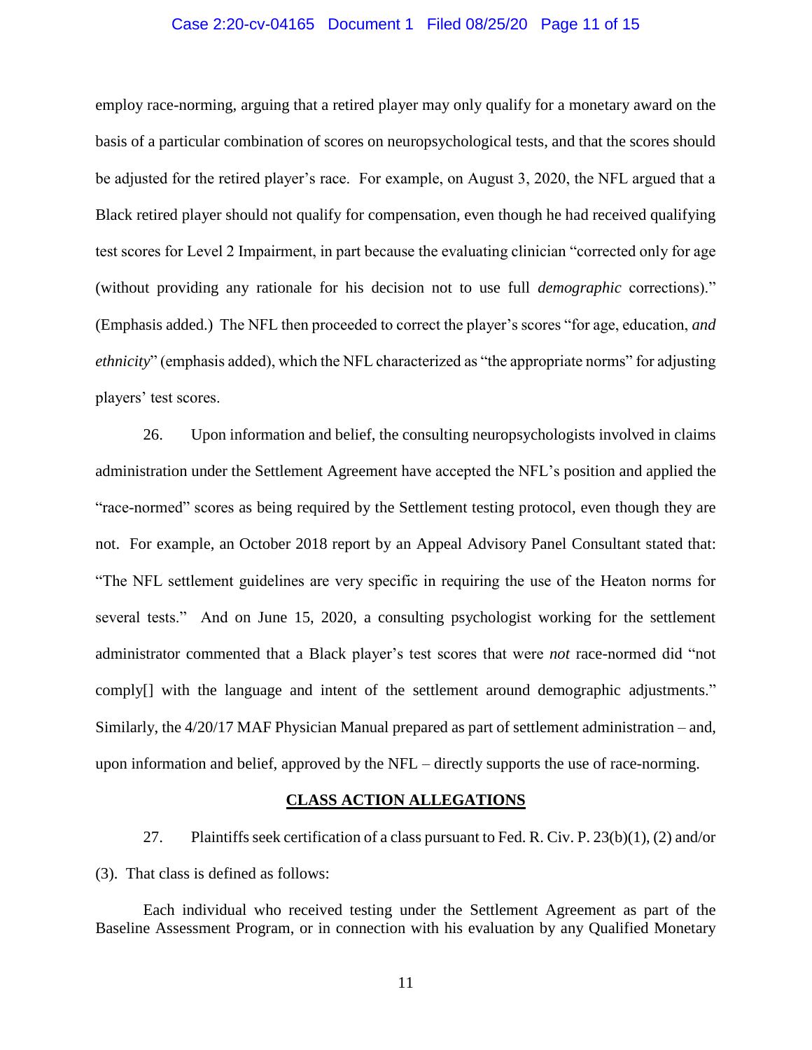employ race-norming, arguing that a retired player may only qualify for a monetary award on the basis of a particular combination of scores on neuropsychological tests, and that the scores should be adjusted for the retired player's race. For example, on August 3, 2020, the NFL argued that a Black retired player should not qualify for compensation, even though he had received qualifying test scores for Level 2 Impairment, in part because the evaluating clinician "corrected only for age (without providing any rationale for his decision not to use full *demographic* corrections)." (Emphasis added.) The NFL then proceeded to correct the player's scores "for age, education, *and ethnicity*" (emphasis added), which the NFL characterized as "the appropriate norms" for adjusting players' test scores.

26. Upon information and belief, the consulting neuropsychologists involved in claims administration under the Settlement Agreement have accepted the NFL's position and applied the "race-normed" scores as being required by the Settlement testing protocol, even though they are not. For example, an October 2018 report by an Appeal Advisory Panel Consultant stated that: "The NFL settlement guidelines are very specific in requiring the use of the Heaton norms for several tests." And on June 15, 2020, a consulting psychologist working for the settlement administrator commented that a Black player's test scores that were *not* race-normed did "not comply[] with the language and intent of the settlement around demographic adjustments." Similarly, the 4/20/17 MAF Physician Manual prepared as part of settlement administration – and, upon information and belief, approved by the NFL – directly supports the use of race-norming.

## **CLASS ACTION ALLEGATIONS**

27. Plaintiffs seek certification of a class pursuant to Fed. R. Civ. P. 23(b)(1), (2) and/or (3). That class is defined as follows:

> Each individual who received testing under the Settlement Agreement as part of the Baseline Assessment Program, or in connection with his evaluation by any Qualified Monetary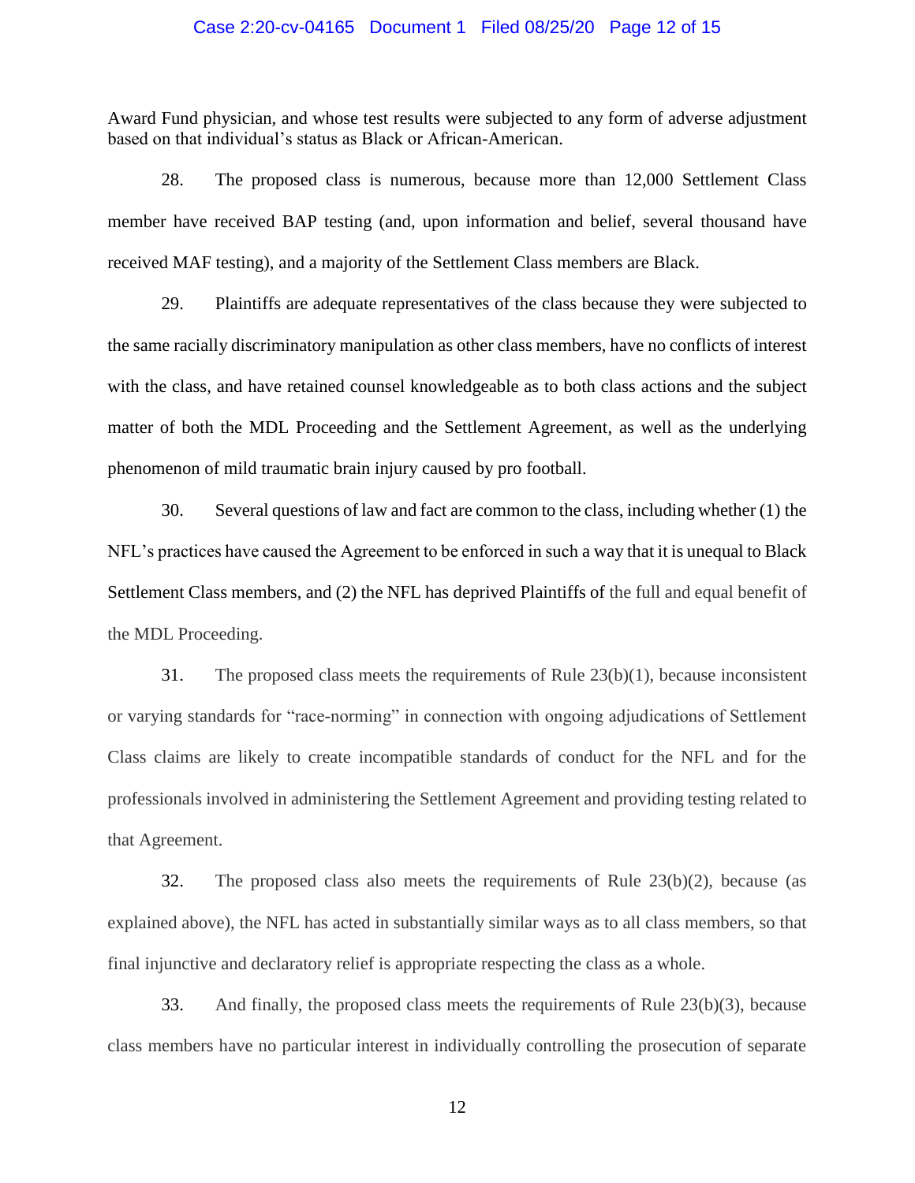Award Fund physician, and whose test results were subjected to any form of adverse adjustment based on that individual's status as Black or African-American.

28. The proposed class is numerous, because more than 12,000 Settlement Class member have received BAP testing (and, upon information and belief, several thousand have received MAF testing), and a majority of the Settlement Class members are Black.

29. Plaintiffs are adequate representatives of the class because they were subjected to the same racially discriminatory manipulation as other class members, have no conflicts of interest with the class, and have retained counsel knowledgeable as to both class actions and the subject matter of both the MDL Proceeding and the Settlement Agreement, as well as the underlying phenomenon of mild traumatic brain injury caused by pro football.

30. Several questions of law and fact are common to the class, including whether (1) the NFL's practices have caused the Agreement to be enforced in such a way that it is unequal to Black Settlement Class members, and (2) the NFL has deprived Plaintiffs of the full and equal benefit of the MDL Proceeding.

31. The proposed class meets the requirements of Rule 23(b)(1), because inconsistent or varying standards for "race-norming" in connection with ongoing adjudications of Settlement Class claims are likely to create incompatible standards of conduct for the NFL and for the professionals involved in administering the Settlement Agreement and providing testing related to that Agreement.

32. The proposed class also meets the requirements of Rule 23(b)(2), because (as explained above), the NFL has acted in substantially similar ways as to all class members, so that final injunctive and declaratory relief is appropriate respecting the class as a whole.

33. And finally, the proposed class meets the requirements of Rule 23(b)(3), because class members have no particular interest in individually controlling the prosecution of separate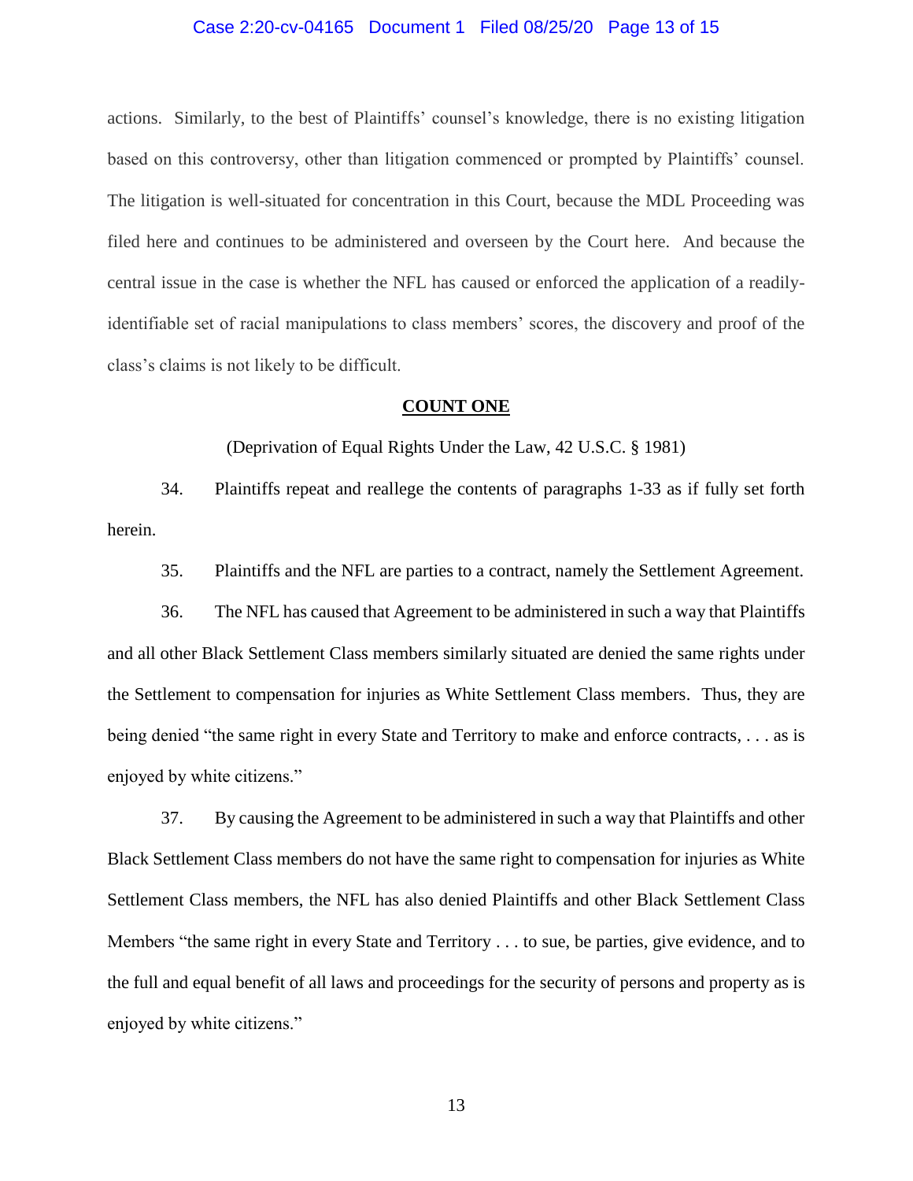actions. Similarly, to the best of Plaintiffs' counsel's knowledge, there is no existing litigation based on this controversy, other than litigation commenced or prompted by Plaintiffs' counsel. The litigation is well-situated for concentration in this Court, because the MDL Proceeding was filed here and continues to be administered and overseen by the Court here. And because the central issue in the case is whether the NFL has caused or enforced the application of a readily-identifiable set of racial manipulations to class members' scores, the discovery and proof of the class's claims is not likely to be difficult.

**COUNT ONE**

(Deprivation of Equal Rights Under the Law, 42 U.S.C. § 1981)

34. Plaintiffs repeat and reallege the contents of paragraphs 1-33 as if fully set forth herein.

35. Plaintiffs and the NFL are parties to a contract, namely the Settlement Agreement.

36. The NFL has caused that Agreement to be administered in such a way that Plaintiffs and all other Black Settlement Class members similarly situated are denied the same rights under the Settlement to compensation for injuries as White Settlement Class members. Thus, they are being denied "the same right in every State and Territory to make and enforce contracts, . . . as is enjoyed by white citizens."

37. By causing the Agreement to be administered in such a way that Plaintiffs and other Black Settlement Class members do not have the same right to compensation for injuries as White Settlement Class members, the NFL has also denied Plaintiffs and other Black Settlement Class Members "the same right in every State and Territory . . . to sue, be parties, give evidence, and to the full and equal benefit of all laws and proceedings for the security of persons and property as is enjoyed by white citizens."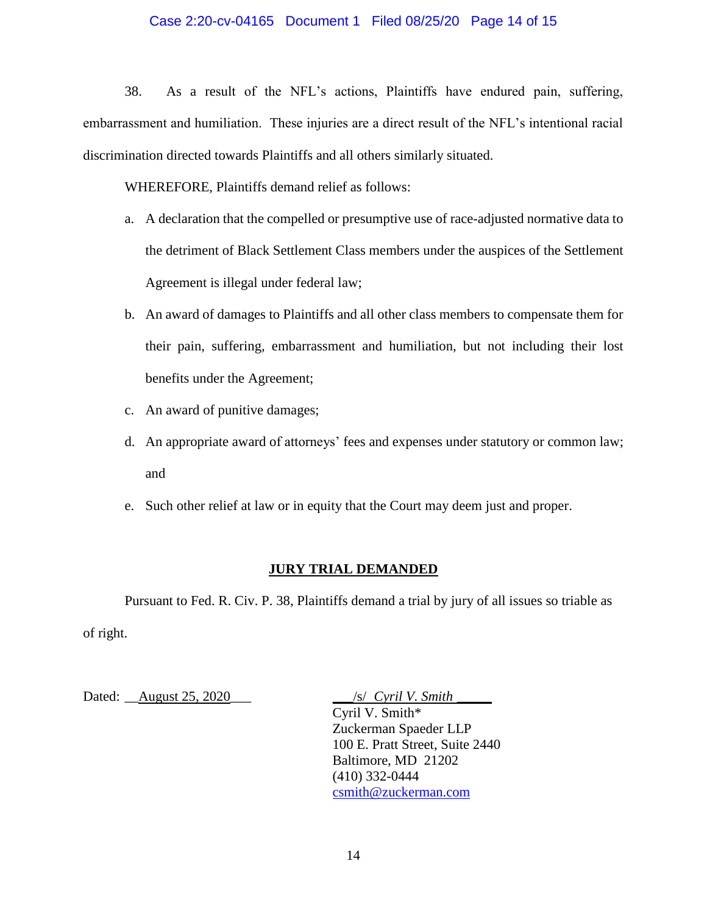38. As a result of the NFL's actions, Plaintiffs have endured pain, suffering, embarrassment and humiliation. These injuries are a direct result of the NFL's intentional racial discrimination directed towards Plaintiffs and all others similarly situated.

WHEREFORE, Plaintiffs demand relief as follows:

a. A declaration that the compelled or presumptive use of race-adjusted normative data to the detriment of Black Settlement Class members under the auspices of the Settlement Agreement is illegal under federal law;

b. An award of damages to Plaintiffs and all other class members to compensate them for their pain, suffering, embarrassment and humiliation, but not including their lost benefits under the Agreement;

c. An award of punitive damages;

d. An appropriate award of attorneys' fees and expenses under statutory or common law; and

e. Such other relief at law or in equity that the Court may deem just and proper.

**JURY TRIAL DEMANDED**

Pursuant to Fed. R. Civ. P. 38, Plaintiffs demand a trial by jury of all issues so triable as of right.

Dated: August 25, 2020

/s/ *Cyril V. Smith*
Cyril V. Smith*
Zuckerman Spaeder LLP
100 E. Pratt Street, Suite 2440
Baltimore, MD 21202
(410) 332-0444
csmith@zuckerman.com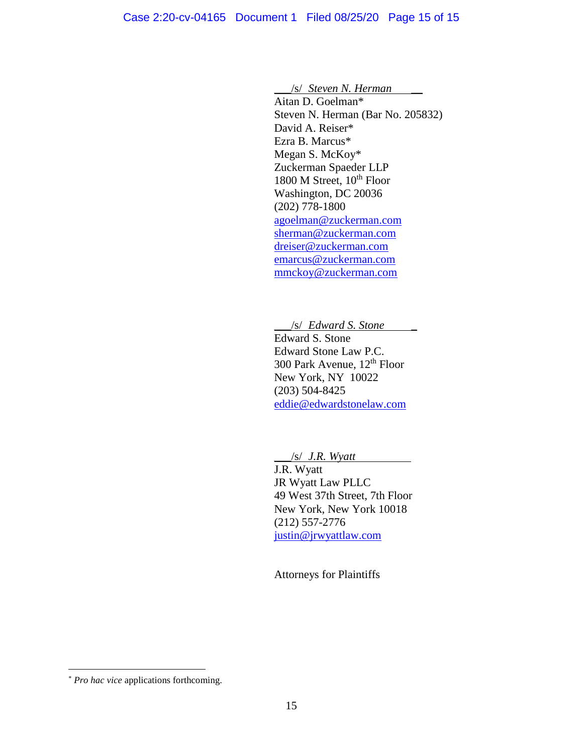/s/ *Steven N. Herman*
Aitan D. Goelman*
Steven N. Herman (Bar No. 205832)
David A. Reiser*
Ezra B. Marcus*
Megan S. McKoy*
Zuckerman Spaeder LLP
1800 M Street, 10th Floor
Washington, DC 20036
(202) 778-1800
agoelman@zuckerman.com
sherman@zuckerman.com
dreiser@zuckerman.com
emarcus@zuckerman.com
mmckoy@zuckerman.com

/s/ *Edward S. Stone*
Edward S. Stone
Edward Stone Law P.C.
300 Park Avenue, 12th Floor
New York, NY 10022
(203) 504-8425
eddie@edwardstonelaw.com

/s/ *J.R. Wyatt*
J.R. Wyatt
JR Wyatt Law PLLC
49 West 37th Street, 7th Floor
New York, New York 10018
(212) 557-2776
justin@jrwyattlaw.com

Attorneys for Plaintiffs

---

* *Pro hac vice* applications forthcoming.